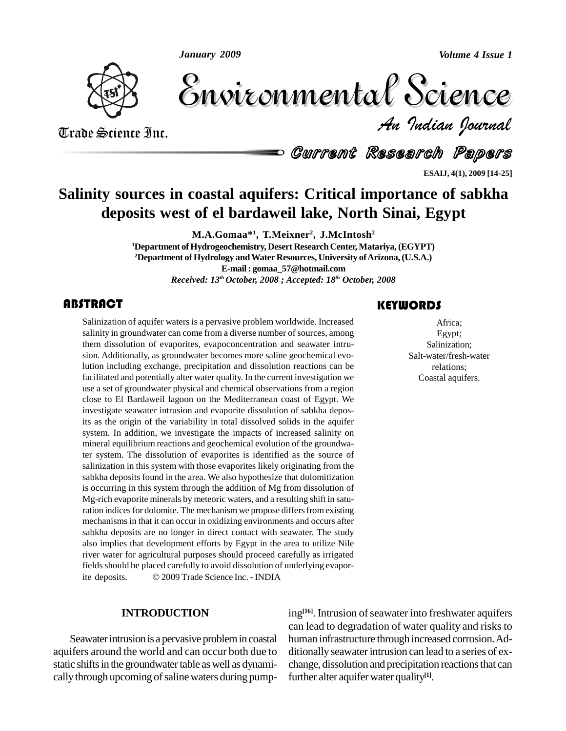# Salinity sources in coastal aquifers: Critical importance of sabkha deposits west of el bardaweil lake, North Sinai, Egypt

**M.A.Gomaa*[1], T.Meixner[2], J.McIntosh[2]**

[1]Department of Hydrogeochemistry, Desert Research Center, Matariya, (EGYPT)

[2]Department of Hydrology and Water Resources, University of Arizona, (U.S.A.)

E-mail : gomaa_57@hotmail.com

*Received: 13th October, 2008 ; Accepted: 18th October, 2008*

## ABSTRACT

Salinization of aquifer waters is a pervasive problem worldwide. Increased salinity in groundwater can come from a diverse number of sources, among them dissolution of evaporites, evapoconcentration and seawater intrusion. Additionally, as groundwater becomes more saline geochemical evolution including exchange, precipitation and dissolution reactions can be facilitated and potentially alter water quality. In the current investigation we use a set of groundwater physical and chemical observations from a region close to El Bardaweil lagoon on the Mediterranean coast of Egypt. We investigate seawater intrusion and evaporite dissolution of sabkha deposits as the origin of the variability in total dissolved solids in the aquifer system. In addition, we investigate the impacts of increased salinity on mineral equilibrium reactions and geochemical evolution of the groundwater system. The dissolution of evaporites is identified as the source of salinization in this system with those evaporites likely originating from the sabkha deposits found in the area. We also hypothesize that dolomitization is occurring in this system through the addition of Mg from dissolution of Mg-rich evaporite minerals by meteoric waters, and a resulting shift in saturation indices for dolomite. The mechanism we propose differs from existing mechanisms in that it can occur in oxidizing environments and occurs after sabkha deposits are no longer in direct contact with seawater. The study also implies that development efforts by Egypt in the area to utilize Nile river water for agricultural purposes should proceed carefully as irrigated fields should be placed carefully to avoid dissolution of underlying evaporite deposits. © 2009 Trade Science Inc. - INDIA

## KEYWORDS

Africa;
Egypt;
Salinization;
Salt-water/fresh-water relations;
Coastal aquifers.

## INTRODUCTION

Seawater intrusion is a pervasive problem in coastal aquifers around the world and can occur both due to static shifts in the groundwater table as well as dynamically through upcoming of saline waters during pumping[16]. Intrusion of seawater into freshwater aquifers can lead to degradation of water quality and risks to human infrastructure through increased corrosion. Additionally seawater intrusion can lead to a series of exchange, dissolution and precipitation reactions that can further alter aquifer water quality[1].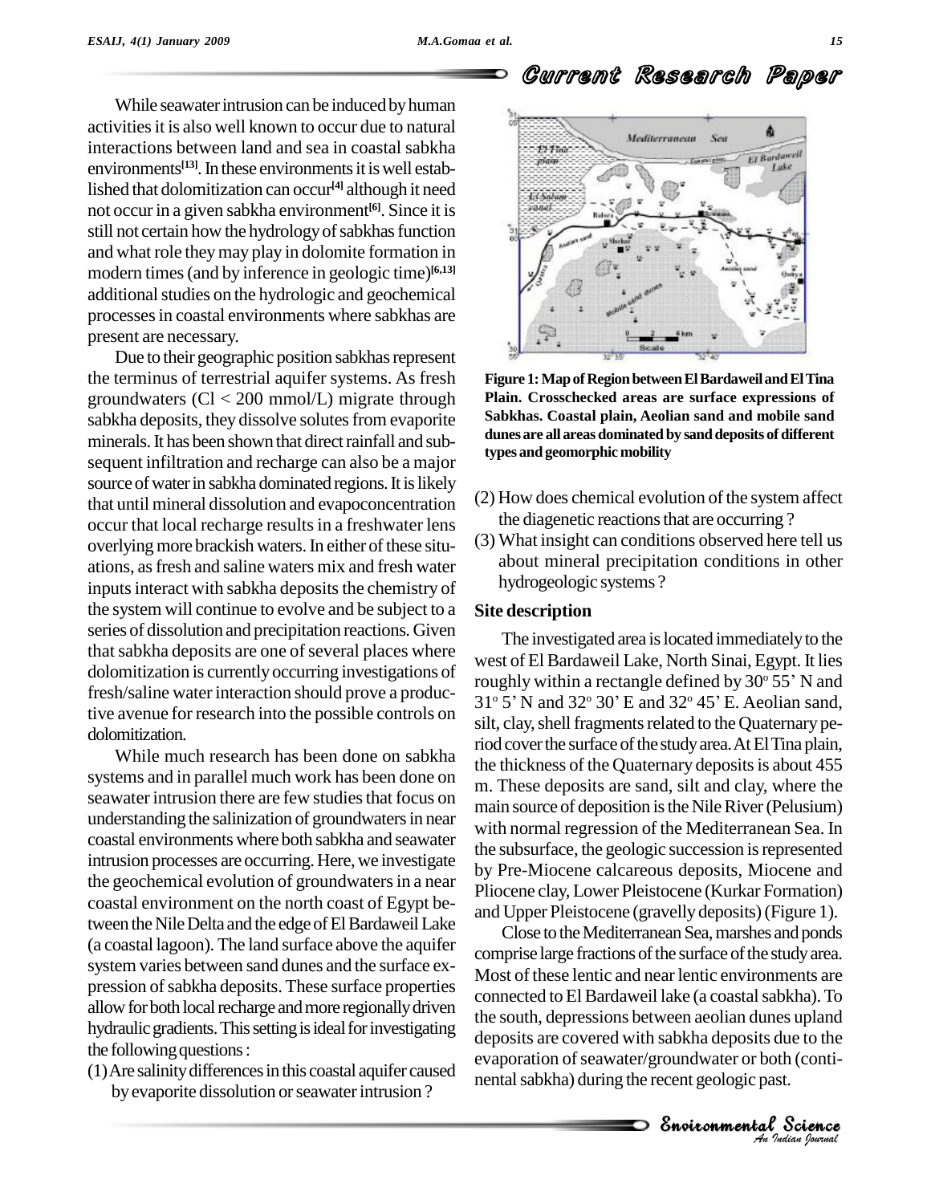While seawater intrusion can be induced by human activities it is also well known to occur due to natural interactions between land and sea in coastal sabkha environments[13]. In these environments it is well established that dolomitization can occur[4] although it need not occur in a given sabkha environment[6]. Since it is still not certain how the hydrology of sabkhas function and what role they may play in dolomite formation in modern times (and by inference in geologic time)[6,13] additional studies on the hydrologic and geochemical processes in coastal environments where sabkhas are present are necessary.

Due to their geographic position sabkhas represent the terminus of terrestrial aquifer systems. As fresh groundwaters (Cl < 200 mmol/L) migrate through sabkha deposits, they dissolve solutes from evaporite minerals. It has been shown that direct rainfall and subsequent infiltration and recharge can also be a major source of water in sabkha dominated regions. It is likely that until mineral dissolution and evapoconcentration occur that local recharge results in a freshwater lens overlying more brackish waters. In either of these situations, as fresh and saline waters mix and fresh water inputs interact with sabkha deposits the chemistry of the system will continue to evolve and be subject to a series of dissolution and precipitation reactions. Given that sabkha deposits are one of several places where dolomitization is currently occurring investigations of fresh/saline water interaction should prove a productive avenue for research into the possible controls on dolomitization.

While much research has been done on sabkha systems and in parallel much work has been done on seawater intrusion there are few studies that focus on understanding the salinization of groundwaters in near coastal environments where both sabkha and seawater intrusion processes are occurring. Here, we investigate the geochemical evolution of groundwaters in a near coastal environment on the north coast of Egypt between the Nile Delta and the edge of El Bardaweil Lake (a coastal lagoon). The land surface above the aquifer system varies between sand dunes and the surface expression of sabkha deposits. These surface properties allow for both local recharge and more regionally driven hydraulic gradients. This setting is ideal for investigating the following questions:

(1) Are salinity differences in this coastal aquifer caused by evaporite dissolution or seawater intrusion?

(2) How does chemical evolution of the system affect the diagenetic reactions that are occurring?

(3) What insight can conditions observed here tell us about mineral precipitation conditions in other hydrogeologic systems?

**Figure 1: Map of Region between El Bardaweil and El Tina Plain. Crosschecked areas are surface expressions of Sabkhas. Coastal plain, Aeolian sand and mobile sand dunes are all areas dominated by sand deposits of different types and geomorphic mobility**

## Site description

The investigated area is located immediately to the west of El Bardaweil Lake, North Sinai, Egypt. It lies roughly within a rectangle defined by 30° 55' N and 31° 5' N and 32° 30' E and 32° 45' E. Aeolian sand, silt, clay, shell fragments related to the Quaternary period cover the surface of the study area. At El Tina plain, the thickness of the Quaternary deposits is about 455 m. These deposits are sand, silt and clay, where the main source of deposition is the Nile River (Pelusium) with normal regression of the Mediterranean Sea. In the subsurface, the geologic succession is represented by Pre-Miocene calcareous deposits, Miocene and Pliocene clay, Lower Pleistocene (Kurkar Formation) and Upper Pleistocene (gravelly deposits) (Figure 1).

Close to the Mediterranean Sea, marshes and ponds comprise large fractions of the surface of the study area. Most of these lentic and near lentic environments are connected to El Bardaweil lake (a coastal sabkha). To the south, depressions between aeolian dunes upland deposits are covered with sabkha deposits due to the evaporation of seawater/groundwater or both (continental sabkha) during the recent geologic past.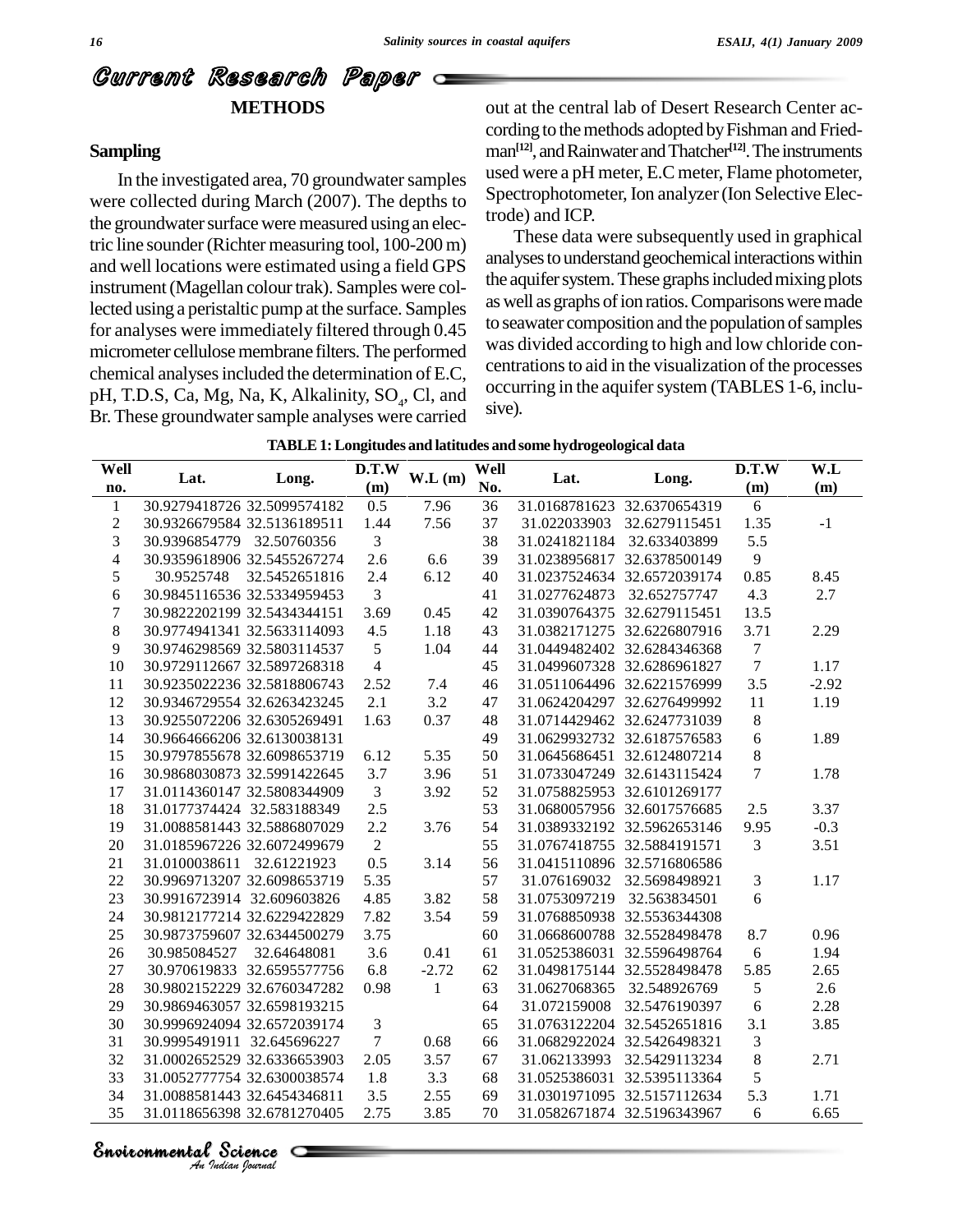## METHODS

### Sampling

In the investigated area, 70 groundwater samples were collected during March (2007). The depths to the groundwater surface were measured using an electric line sounder (Richter measuring tool, 100-200 m) and well locations were estimated using a field GPS instrument (Magellan colour trak). Samples were collected using a peristaltic pump at the surface. Samples for analyses were immediately filtered through 0.45 micrometer cellulose membrane filters. The performed chemical analyses included the determination of E.C, pH, T.D.S, Ca, Mg, Na, K, Alkalinity, $SO_4$, Cl, and Br. These groundwater sample analyses were carried out at the central lab of Desert Research Center according to the methods adopted by Fishman and Friedman[12], and Rainwater and Thatcher[12]. The instruments used were a pH meter, E.C meter, Flame photometer, Spectrophotometer, Ion analyzer (Ion Selective Electrode) and ICP.

These data were subsequently used in graphical analyses to understand geochemical interactions within the aquifer system. These graphs included mixing plots as well as graphs of ion ratios. Comparisons were made to seawater composition and the population of samples was divided according to high and low chloride concentrations to aid in the visualization of the processes occurring in the aquifer system (TABLES 1-6, inclusive).

**TABLE 1: Longitudes and latitudes and some hydrogeological data**

| Well no. | Lat. | Long. | D.T.W (m) | W.L (m) | Well No. | Lat. | Long. | D.T.W (m) | W.L (m) |
|---|---|---|---|---|---|---|---|---|---|
| 1 | 30.9279418726 | 32.5099574182 | 0.5 | 7.96 | 36 | 31.0168781623 | 32.6370654319 | 6 | |
| 2 | 30.9326679584 | 32.5136189511 | 1.44 | 7.56 | 37 | 31.022033903 | 32.6279115451 | 1.35 | -1 |
| 3 | 30.9396854779 | 32.50760356 | 3 | | 38 | 31.0241821184 | 32.633403899 | 5.5 | |
| 4 | 30.9359618906 | 32.5455267274 | 2.6 | 6.6 | 39 | 31.0238956817 | 32.6378500149 | 9 | |
| 5 | 30.9525748 | 32.5452651816 | 2.4 | 6.12 | 40 | 31.0237524634 | 32.6572039174 | 0.85 | 8.45 |
| 6 | 30.9845116536 | 32.5334959453 | 3 | | 41 | 31.0277624873 | 32.652757747 | 4.3 | 2.7 |
| 7 | 30.9822202199 | 32.5434344151 | 3.69 | 0.45 | 42 | 31.0390764375 | 32.6279115451 | 13.5 | |
| 8 | 30.9774941341 | 32.5633114093 | 4.5 | 1.18 | 43 | 31.0382171275 | 32.6226807916 | 3.71 | 2.29 |
| 9 | 30.9746298569 | 32.5803114537 | 5 | 1.04 | 44 | 31.0449482402 | 32.6284346368 | 7 | |
| 10 | 30.9729112667 | 32.5897268318 | 4 | | 45 | 31.0499607328 | 32.6286961827 | 7 | 1.17 |
| 11 | 30.9235022236 | 32.5818806743 | 2.52 | 7.4 | 46 | 31.0511064496 | 32.6221576999 | 3.5 | -2.92 |
| 12 | 30.9346729554 | 32.6263423245 | 2.1 | 3.2 | 47 | 31.0624204297 | 32.6276499992 | 11 | 1.19 |
| 13 | 30.9255072206 | 32.6305269491 | 1.63 | 0.37 | 48 | 31.0714429462 | 32.6247731039 | 8 | |
| 14 | 30.9664666206 | 32.6130038131 | | | 49 | 31.0629932732 | 32.6187576583 | 6 | 1.89 |
| 15 | 30.9797855678 | 32.6098653719 | 6.12 | 5.35 | 50 | 31.0645686451 | 32.6124807214 | 8 | |
| 16 | 30.9868030873 | 32.5991422645 | 3.7 | 3.96 | 51 | 31.0733047249 | 32.6143115424 | 7 | 1.78 |
| 17 | 31.0114360147 | 32.5808344909 | 3 | 3.92 | 52 | 31.0758825953 | 32.6101269177 | | |
| 18 | 31.0177374424 | 32.583188349 | 2.5 | | 53 | 31.0680057956 | 32.6017576685 | 2.5 | 3.37 |
| 19 | 31.0088581443 | 32.5886807029 | 2.2 | 3.76 | 54 | 31.0389332192 | 32.5962653146 | 9.95 | -0.3 |
| 20 | 31.0185967226 | 32.6072499679 | 2 | | 55 | 31.0767418755 | 32.5884191571 | 3 | 3.51 |
| 21 | 31.0100038611 | 32.61221923 | 0.5 | 3.14 | 56 | 31.0415110896 | 32.5716806586 | | |
| 22 | 30.9969713207 | 32.6098653719 | 5.35 | | 57 | 31.076169032 | 32.5698498921 | 3 | 1.17 |
| 23 | 30.9916723914 | 32.609603826 | 4.85 | 3.82 | 58 | 31.0753097219 | 32.563834501 | 6 | |
| 24 | 30.9812177214 | 32.6229422829 | 7.82 | 3.54 | 59 | 31.0768850938 | 32.5536344308 | | |
| 25 | 30.9873759607 | 32.6344500279 | 3.75 | | 60 | 31.0668600788 | 32.5528498478 | 8.7 | 0.96 |
| 26 | 30.985084527 | 32.64648081 | 3.6 | 0.41 | 61 | 31.0525386031 | 32.5596498764 | 6 | 1.94 |
| 27 | 30.970619833 | 32.6595577756 | 6.8 | -2.72 | 62 | 31.0498175144 | 32.5528498478 | 5.85 | 2.65 |
| 28 | 30.9802152229 | 32.6760347282 | 0.98 | 1 | 63 | 31.0627068365 | 32.548926769 | 5 | 2.6 |
| 29 | 30.9869463057 | 32.6598193215 | | | 64 | 31.072159008 | 32.5476190397 | 6 | 2.28 |
| 30 | 30.9996924094 | 32.6572039174 | 3 | | 65 | 31.0763122204 | 32.5452651816 | 3.1 | 3.85 |
| 31 | 30.9995491911 | 32.645696227 | 7 | 0.68 | 66 | 31.0682922024 | 32.5426498321 | 3 | |
| 32 | 31.0002652529 | 32.6336653903 | 2.05 | 3.57 | 67 | 31.062133993 | 32.5429113234 | 8 | 2.71 |
| 33 | 31.0052777754 | 32.6300038574 | 1.8 | 3.3 | 68 | 31.0525386031 | 32.5395113364 | 5 | |
| 34 | 31.0088581443 | 32.6454346811 | 3.5 | 2.55 | 69 | 31.0301971095 | 32.5157112634 | 5.3 | 1.71 |
| 35 | 31.0118656398 | 32.6781270405 | 2.75 | 3.85 | 70 | 31.0582671874 | 32.5196343967 | 6 | 6.65 |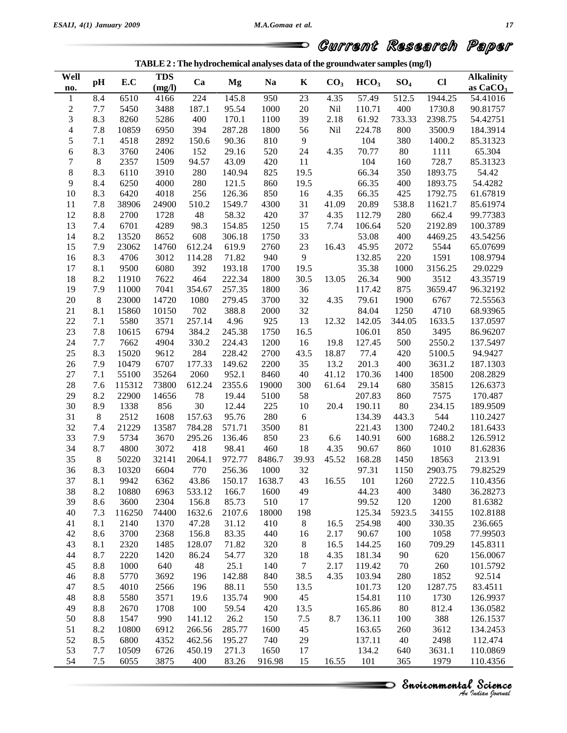**TABLE 2 : The hydrochemical analyses data of the groundwater samples (mg/l)**

| Well no. | pH | E.C | TDS (mg/l) | Ca | Mg | Na | K | $CO_3$ | $HCO_3$ | $SO_4$ | Cl | Alkalinity as $CaCO_3$ |
|---|---|---|---|---|---|---|---|---|---|---|---|---|
| 1 | 8.4 | 6510 | 4166 | 224 | 145.8 | 950 | 23 | 4.35 | 57.49 | 512.5 | 1944.25 | 54.41016 |
| 2 | 7.7 | 5450 | 3488 | 187.1 | 95.54 | 1000 | 20 | Nil | 110.71 | 400 | 1730.8 | 90.81757 |
| 3 | 8.3 | 8260 | 5286 | 400 | 170.1 | 1100 | 39 | 2.18 | 61.92 | 733.33 | 2398.75 | 54.42751 |
| 4 | 7.8 | 10859 | 6950 | 394 | 287.28 | 1800 | 56 | Nil | 224.78 | 800 | 3500.9 | 184.3914 |
| 5 | 7.1 | 4518 | 2892 | 150.6 | 90.36 | 810 | 9 | | 104 | 380 | 1400.2 | 85.31323 |
| 6 | 8.3 | 3760 | 2406 | 152 | 29.16 | 520 | 24 | 4.35 | 70.77 | 80 | 1111 | 65.304 |
| 7 | 8 | 2357 | 1509 | 94.57 | 43.09 | 420 | 11 | | 104 | 160 | 728.7 | 85.31323 |
| 8 | 8.3 | 6110 | 3910 | 280 | 140.94 | 825 | 19.5 | | 66.34 | 350 | 1893.75 | 54.42 |
| 9 | 8.4 | 6250 | 4000 | 280 | 121.5 | 860 | 19.5 | | 66.35 | 400 | 1893.75 | 54.4282 |
| 10 | 8.3 | 6420 | 4018 | 256 | 126.36 | 850 | 16 | 4.35 | 66.35 | 425 | 1792.75 | 61.67819 |
| 11 | 7.8 | 38906 | 24900 | 510.2 | 1549.7 | 4300 | 31 | 41.09 | 20.89 | 538.8 | 11621.7 | 85.61974 |
| 12 | 8.8 | 2700 | 1728 | 48 | 58.32 | 420 | 37 | 4.35 | 112.79 | 280 | 662.4 | 99.77383 |
| 13 | 7.4 | 6701 | 4289 | 98.3 | 154.85 | 1250 | 15 | 7.74 | 106.64 | 520 | 2192.89 | 100.3789 |
| 14 | 8.2 | 13520 | 8652 | 608 | 306.18 | 1750 | 33 | | 53.08 | 400 | 4469.25 | 43.54256 |
| 15 | 7.9 | 23062 | 14760 | 612.24 | 619.9 | 2760 | 23 | 16.43 | 45.95 | 2072 | 5544 | 65.07699 |
| 16 | 8.3 | 4706 | 3012 | 114.28 | 71.82 | 940 | 9 | | 132.85 | 220 | 1591 | 108.9794 |
| 17 | 8.1 | 9500 | 6080 | 392 | 193.18 | 1700 | 19.5 | | 35.38 | 1000 | 3156.25 | 29.0229 |
| 18 | 8.2 | 11910 | 7622 | 464 | 222.34 | 1800 | 30.5 | 13.05 | 26.34 | 900 | 3512 | 43.35719 |
| 19 | 7.9 | 11000 | 7041 | 354.67 | 257.35 | 1800 | 36 | | 117.42 | 875 | 3659.47 | 96.32192 |
| 20 | 8 | 23000 | 14720 | 1080 | 279.45 | 3700 | 32 | 4.35 | 79.61 | 1900 | 6767 | 72.55563 |
| 21 | 8.1 | 15860 | 10150 | 702 | 388.8 | 2000 | 32 | | 84.04 | 1250 | 4710 | 68.93965 |
| 22 | 7.1 | 5580 | 3571 | 257.14 | 4.96 | 925 | 13 | 12.32 | 142.05 | 344.05 | 1633.5 | 137.0597 |
| 23 | 7.8 | 10615 | 6794 | 384.2 | 245.38 | 1750 | 16.5 | | 106.01 | 850 | 3495 | 86.96207 |
| 24 | 7.7 | 7662 | 4904 | 330.2 | 224.43 | 1200 | 16 | 19.8 | 127.45 | 500 | 2550.2 | 137.5497 |
| 25 | 8.3 | 15020 | 9612 | 284 | 228.42 | 2700 | 43.5 | 18.87 | 77.4 | 420 | 5100.5 | 94.9427 |
| 26 | 7.9 | 10479 | 6707 | 177.33 | 149.62 | 2200 | 35 | 13.2 | 201.3 | 400 | 3631.2 | 187.1303 |
| 27 | 7.1 | 55100 | 35264 | 2060 | 952.1 | 8460 | 40 | 41.12 | 170.36 | 1400 | 18500 | 208.2829 |
| 28 | 7.6 | 115312 | 73800 | 612.24 | 2355.6 | 19000 | 300 | 61.64 | 29.14 | 680 | 35815 | 126.6373 |
| 29 | 8.2 | 22900 | 14656 | 78 | 19.44 | 5100 | 58 | | 207.83 | 860 | 7575 | 170.487 |
| 30 | 8.9 | 1338 | 856 | 30 | 12.44 | 225 | 10 | 20.4 | 190.11 | 80 | 234.15 | 189.9509 |
| 31 | 8 | 2512 | 1608 | 157.63 | 95.76 | 280 | 6 | | 134.39 | 443.3 | 544 | 110.2427 |
| 32 | 7.4 | 21229 | 13587 | 784.28 | 571.71 | 3500 | 81 | | 221.43 | 1300 | 7240.2 | 181.6433 |
| 33 | 7.9 | 5734 | 3670 | 295.26 | 136.46 | 850 | 23 | 6.6 | 140.91 | 600 | 1688.2 | 126.5912 |
| 34 | 8.7 | 4800 | 3072 | 418 | 98.41 | 460 | 18 | 4.35 | 90.67 | 860 | 1010 | 81.62836 |
| 35 | 8 | 50220 | 32141 | 2064.1 | 972.77 | 8486.7 | 39.93 | 45.52 | 168.28 | 1450 | 18563 | 213.91 |
| 36 | 8.3 | 10320 | 6604 | 770 | 256.36 | 1000 | 32 | | 97.31 | 1150 | 2903.75 | 79.82529 |
| 37 | 8.1 | 9942 | 6362 | 43.86 | 150.17 | 1638.7 | 43 | 16.55 | 101 | 1260 | 2722.5 | 110.4356 |
| 38 | 8.2 | 10880 | 6963 | 533.12 | 166.7 | 1600 | 49 | | 44.23 | 400 | 3480 | 36.28273 |
| 39 | 8.6 | 3600 | 2304 | 156.8 | 85.73 | 510 | 17 | | 99.52 | 120 | 1200 | 81.6382 |
| 40 | 7.3 | 116250 | 74400 | 1632.6 | 2107.6 | 18000 | 198 | | 125.34 | 5923.5 | 34155 | 102.8188 |
| 41 | 8.1 | 2140 | 1370 | 47.28 | 31.12 | 410 | 8 | 16.5 | 254.98 | 400 | 330.35 | 236.665 |
| 42 | 8.6 | 3700 | 2368 | 156.8 | 83.35 | 440 | 16 | 2.17 | 90.67 | 100 | 1058 | 77.99503 |
| 43 | 8.1 | 2320 | 1485 | 128.07 | 71.82 | 320 | 8 | 16.5 | 144.25 | 160 | 709.29 | 145.8311 |
| 44 | 8.7 | 2220 | 1420 | 86.24 | 54.77 | 320 | 18 | 4.35 | 181.34 | 90 | 620 | 156.0067 |
| 45 | 8.8 | 1000 | 640 | 48 | 25.1 | 140 | 7 | 2.17 | 119.42 | 70 | 260 | 101.5792 |
| 46 | 8.8 | 5770 | 3692 | 196 | 142.88 | 840 | 38.5 | 4.35 | 103.94 | 280 | 1852 | 92.514 |
| 47 | 8.5 | 4010 | 2566 | 196 | 88.11 | 550 | 13.5 | | 101.73 | 120 | 1287.75 | 83.4511 |
| 48 | 8.8 | 5580 | 3571 | 19.6 | 135.74 | 900 | 45 | | 154.81 | 110 | 1730 | 126.9937 |
| 49 | 8.8 | 2670 | 1708 | 100 | 59.54 | 420 | 13.5 | | 165.86 | 80 | 812.4 | 136.0582 |
| 50 | 8.8 | 1547 | 990 | 141.12 | 26.2 | 150 | 7.5 | 8.7 | 136.11 | 100 | 388 | 126.1537 |
| 51 | 8.2 | 10800 | 6912 | 266.56 | 285.77 | 1600 | 45 | | 163.65 | 260 | 3612 | 134.2453 |
| 52 | 8.5 | 6800 | 4352 | 462.56 | 195.27 | 740 | 29 | | 137.11 | 40 | 2498 | 112.474 |
| 53 | 7.7 | 10509 | 6726 | 450.19 | 271.3 | 1650 | 17 | | 134.2 | 640 | 3631.1 | 110.0869 |
| 54 | 7.5 | 6055 | 3875 | 400 | 83.26 | 916.98 | 15 | 16.55 | 101 | 365 | 1979 | 110.4356 |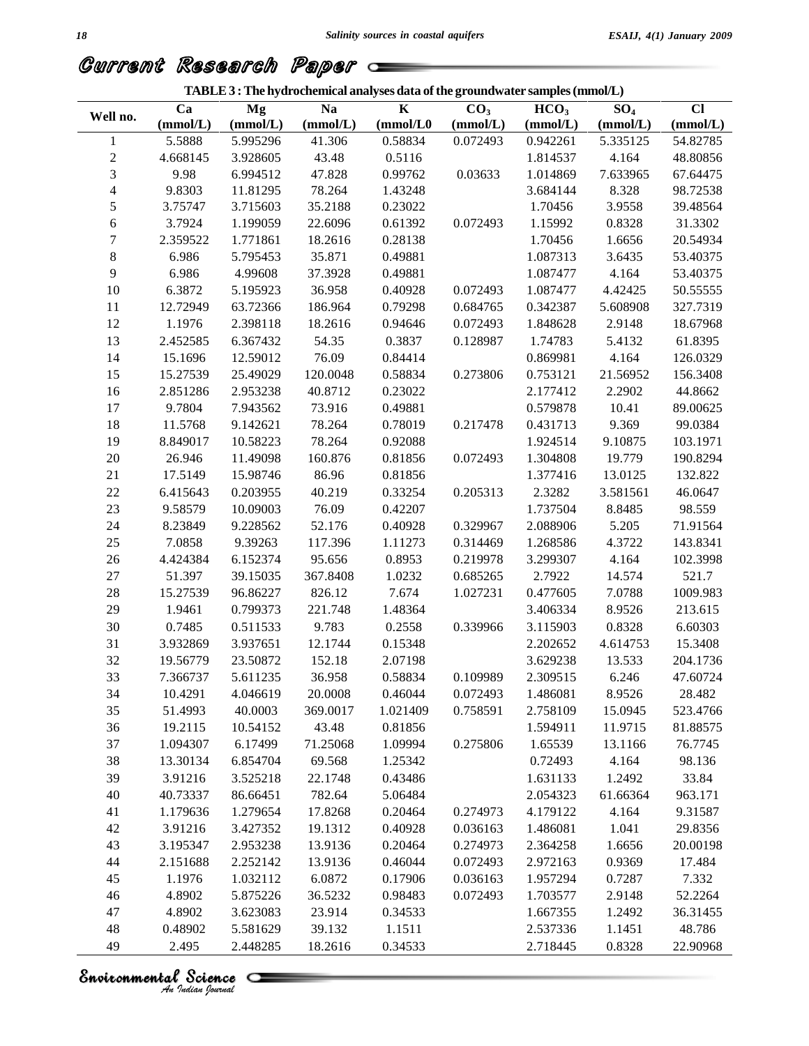**TABLE 3 : The hydrochemical analyses data of the groundwater samples (mmol/L)**

| Well no. | Ca (mmol/L) | Mg (mmol/L) | Na (mmol/L) | K (mmol/L0 | $CO_3$ (mmol/L) | $HCO_3$ (mmol/L) | $SO_4$ (mmol/L) | Cl (mmol/L) |
|---|---|---|---|---|---|---|---|---|
| 1 | 5.5888 | 5.995296 | 41.306 | 0.58834 | 0.072493 | 0.942261 | 5.335125 | 54.82785 |
| 2 | 4.668145 | 3.928605 | 43.48 | 0.5116 | | 1.814537 | 4.164 | 48.80856 |
| 3 | 9.98 | 6.994512 | 47.828 | 0.99762 | 0.03633 | 1.014869 | 7.633965 | 67.64475 |
| 4 | 9.8303 | 11.81295 | 78.264 | 1.43248 | | 3.684144 | 8.328 | 98.72538 |
| 5 | 3.75747 | 3.715603 | 35.2188 | 0.23022 | | 1.70456 | 3.9558 | 39.48564 |
| 6 | 3.7924 | 1.199059 | 22.6096 | 0.61392 | 0.072493 | 1.15992 | 0.8328 | 31.3302 |
| 7 | 2.359522 | 1.771861 | 18.2616 | 0.28138 | | 1.70456 | 1.6656 | 20.54934 |
| 8 | 6.986 | 5.795453 | 35.871 | 0.49881 | | 1.087313 | 3.6435 | 53.40375 |
| 9 | 6.986 | 4.99608 | 37.3928 | 0.49881 | | 1.087477 | 4.164 | 53.40375 |
| 10 | 6.3872 | 5.195923 | 36.958 | 0.40928 | 0.072493 | 1.087477 | 4.42425 | 50.55555 |
| 11 | 12.72949 | 63.72366 | 186.964 | 0.79298 | 0.684765 | 0.342387 | 5.608908 | 327.7319 |
| 12 | 1.1976 | 2.398118 | 18.2616 | 0.94646 | 0.072493 | 1.848628 | 2.9148 | 18.67968 |
| 13 | 2.452585 | 6.367432 | 54.35 | 0.3837 | 0.128987 | 1.74783 | 5.4132 | 61.8395 |
| 14 | 15.1696 | 12.59012 | 76.09 | 0.84414 | | 0.869981 | 4.164 | 126.0329 |
| 15 | 15.27539 | 25.49029 | 120.0048 | 0.58834 | 0.273806 | 0.753121 | 21.56952 | 156.3408 |
| 16 | 2.851286 | 2.953238 | 40.8712 | 0.23022 | | 2.177412 | 2.2902 | 44.8662 |
| 17 | 9.7804 | 7.943562 | 73.916 | 0.49881 | | 0.579878 | 10.41 | 89.00625 |
| 18 | 11.5768 | 9.142621 | 78.264 | 0.78019 | 0.217478 | 0.431713 | 9.369 | 99.0384 |
| 19 | 8.849017 | 10.58223 | 78.264 | 0.92088 | | 1.924514 | 9.10875 | 103.1971 |
| 20 | 26.946 | 11.49098 | 160.876 | 0.81856 | 0.072493 | 1.304808 | 19.779 | 190.8294 |
| 21 | 17.5149 | 15.98746 | 86.96 | 0.81856 | | 1.377416 | 13.0125 | 132.822 |
| 22 | 6.415643 | 0.203955 | 40.219 | 0.33254 | 0.205313 | 2.3282 | 3.581561 | 46.0647 |
| 23 | 9.58579 | 10.09003 | 76.09 | 0.42207 | | 1.737504 | 8.8485 | 98.559 |
| 24 | 8.23849 | 9.228562 | 52.176 | 0.40928 | 0.329967 | 2.088906 | 5.205 | 71.91564 |
| 25 | 7.0858 | 9.39263 | 117.396 | 1.11273 | 0.314469 | 1.268586 | 4.3722 | 143.8341 |
| 26 | 4.424384 | 6.152374 | 95.656 | 0.8953 | 0.219978 | 3.299307 | 4.164 | 102.3998 |
| 27 | 51.397 | 39.15035 | 367.8408 | 1.0232 | 0.685265 | 2.7922 | 14.574 | 521.7 |
| 28 | 15.27539 | 96.86227 | 826.12 | 7.674 | 1.027231 | 0.477605 | 7.0788 | 1009.983 |
| 29 | 1.9461 | 0.799373 | 221.748 | 1.48364 | | 3.406334 | 8.9526 | 213.615 |
| 30 | 0.7485 | 0.511533 | 9.783 | 0.2558 | 0.339966 | 3.115903 | 0.8328 | 6.60303 |
| 31 | 3.932869 | 3.937651 | 12.1744 | 0.15348 | | 2.202652 | 4.614753 | 15.3408 |
| 32 | 19.56779 | 23.50872 | 152.18 | 2.07198 | | 3.629238 | 13.533 | 204.1736 |
| 33 | 7.366737 | 5.611235 | 36.958 | 0.58834 | 0.109989 | 2.309515 | 6.246 | 47.60724 |
| 34 | 10.4291 | 4.046619 | 20.0008 | 0.46044 | 0.072493 | 1.486081 | 8.9526 | 28.482 |
| 35 | 51.4993 | 40.0003 | 369.0017 | 1.021409 | 0.758591 | 2.758109 | 15.0945 | 523.4766 |
| 36 | 19.2115 | 10.54152 | 43.48 | 0.81856 | | 1.594911 | 11.9715 | 81.88575 |
| 37 | 1.094307 | 6.17499 | 71.25068 | 1.09994 | 0.275806 | 1.65539 | 13.1166 | 76.7745 |
| 38 | 13.30134 | 6.854704 | 69.568 | 1.25342 | | 0.72493 | 4.164 | 98.136 |
| 39 | 3.91216 | 3.525218 | 22.1748 | 0.43486 | | 1.631133 | 1.2492 | 33.84 |
| 40 | 40.73337 | 86.66451 | 782.64 | 5.06484 | | 2.054323 | 61.66364 | 963.171 |
| 41 | 1.179636 | 1.279654 | 17.8268 | 0.20464 | 0.274973 | 4.179122 | 4.164 | 9.31587 |
| 42 | 3.91216 | 3.427352 | 19.1312 | 0.40928 | 0.036163 | 1.486081 | 1.041 | 29.8356 |
| 43 | 3.195347 | 2.953238 | 13.9136 | 0.20464 | 0.274973 | 2.364258 | 1.6656 | 20.00198 |
| 44 | 2.151688 | 2.252142 | 13.9136 | 0.46044 | 0.072493 | 2.972163 | 0.9369 | 17.484 |
| 45 | 1.1976 | 1.032112 | 6.0872 | 0.17906 | 0.036163 | 1.957294 | 0.7287 | 7.332 |
| 46 | 4.8902 | 5.875226 | 36.5232 | 0.98483 | 0.072493 | 1.703577 | 2.9148 | 52.2264 |
| 47 | 4.8902 | 3.623083 | 23.914 | 0.34533 | | 1.667355 | 1.2492 | 36.31455 |
| 48 | 0.48902 | 5.581629 | 39.132 | 1.1511 | | 2.537336 | 1.1451 | 48.786 |
| 49 | 2.495 | 2.448285 | 18.2616 | 0.34533 | | 2.718445 | 0.8328 | 22.90968 |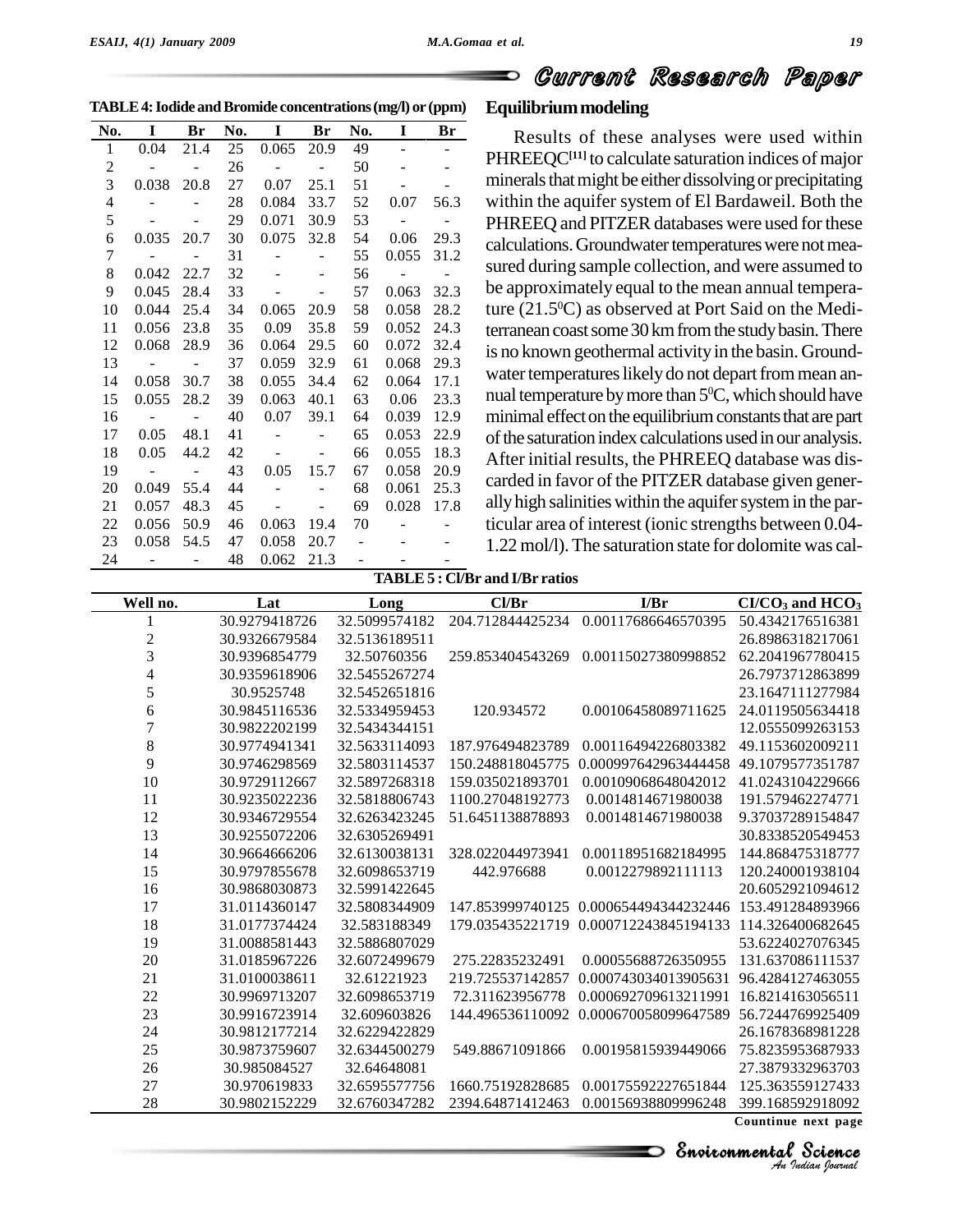**TABLE 4: Iodide and Bromide concentrations (mg/l) or (ppm)**

| No. | I | Br | No. | I | Br | No. | I | Br |
|---|---|---|---|---|---|---|---|---|
| 1 | 0.04 | 21.4 | 25 | 0.065 | 20.9 | 49 | - | - |
| 2 | - | - | 26 | - | - | 50 | - | - |
| 3 | 0.038 | 20.8 | 27 | 0.07 | 25.1 | 51 | - | - |
| 4 | - | - | 28 | 0.084 | 33.7 | 52 | 0.07 | 56.3 |
| 5 | - | - | 29 | 0.071 | 30.9 | 53 | - | - |
| 6 | 0.035 | 20.7 | 30 | 0.075 | 32.8 | 54 | 0.06 | 29.3 |
| 7 | - | - | 31 | - | - | 55 | 0.055 | 31.2 |
| 8 | 0.042 | 22.7 | 32 | - | - | 56 | - | - |
| 9 | 0.045 | 28.4 | 33 | - | - | 57 | 0.063 | 32.3 |
| 10 | 0.044 | 25.4 | 34 | 0.065 | 20.9 | 58 | 0.058 | 28.2 |
| 11 | 0.056 | 23.8 | 35 | 0.09 | 35.8 | 59 | 0.052 | 24.3 |
| 12 | 0.068 | 28.9 | 36 | 0.064 | 29.5 | 60 | 0.072 | 32.4 |
| 13 | - | - | 37 | 0.059 | 32.9 | 61 | 0.068 | 29.3 |
| 14 | 0.058 | 30.7 | 38 | 0.055 | 34.4 | 62 | 0.064 | 17.1 |
| 15 | 0.055 | 28.2 | 39 | 0.063 | 40.1 | 63 | 0.06 | 23.3 |
| 16 | - | - | 40 | 0.07 | 39.1 | 64 | 0.039 | 12.9 |
| 17 | 0.05 | 48.1 | 41 | - | - | 65 | 0.053 | 22.9 |
| 18 | 0.05 | 44.2 | 42 | - | - | 66 | 0.055 | 18.3 |
| 19 | - | - | 43 | 0.05 | 15.7 | 67 | 0.058 | 20.9 |
| 20 | 0.049 | 55.4 | 44 | - | - | 68 | 0.061 | 25.3 |
| 21 | 0.057 | 48.3 | 45 | - | - | 69 | 0.028 | 17.8 |
| 22 | 0.056 | 50.9 | 46 | 0.063 | 19.4 | 70 | - | - |
| 23 | 0.058 | 54.5 | 47 | 0.058 | 20.7 | - | - | - |
| 24 | - | - | 48 | 0.062 | 21.3 | - | - | - |

## Equilibrium modeling

Results of these analyses were used within PHREEQC[11] to calculate saturation indices of major minerals that might be either dissolving or precipitating within the aquifer system of El Bardaweil. Both the PHREEQ and PITZER databases were used for these calculations. Groundwater temperatures were not measured during sample collection, and were assumed to be approximately equal to the mean annual temperature (21.5$^0$C) as observed at Port Said on the Mediterranean coast some 30 km from the study basin. There is no known geothermal activity in the basin. Groundwater temperatures likely do not depart from mean annual temperature by more than 5$^0$C, which should have minimal effect on the equilibrium constants that are part of the saturation index calculations used in our analysis. After initial results, the PHREEQ database was discarded in favor of the PITZER database given generally high salinities within the aquifer system in the particular area of interest (ionic strengths between 0.04-1.22 mol/l). The saturation state for dolomite was cal-

**TABLE 5 : Cl/Br and I/Br ratios**

| Well no. | Lat | Long | Cl/Br | I/Br | Cl/$CO_3$ and $HCO_3$ |
|---|---|---|---|---|---|
| 1 | 30.9279418726 | 32.5099574182 | 204.712844425234 | 0.00117686646570395 | 50.4342176516381 |
| 2 | 30.9326679584 | 32.5136189511 | | | 26.8986318217061 |
| 3 | 30.9396854779 | 32.50760356 | 259.853404543269 | 0.00115027380998852 | 62.2041967780415 |
| 4 | 30.9359618906 | 32.5455267274 | | | 26.7973712863899 |
| 5 | 30.9525748 | 32.5452651816 | | | 23.1647111277984 |
| 6 | 30.9845116536 | 32.5334959453 | 120.934572 | 0.00106458089711625 | 24.0119505634418 |
| 7 | 30.9822202199 | 32.5434344151 | | | 12.0555099263153 |
| 8 | 30.9774941341 | 32.5633114093 | 187.976494823789 | 0.00116494226803382 | 49.1153602009211 |
| 9 | 30.9746298569 | 32.5803114537 | 150.248818045775 | 0.000997642963444458 | 49.1079577351787 |
| 10 | 30.9729112667 | 32.5897268318 | 159.035021893701 | 0.00109068648042012 | 41.0243104229666 |
| 11 | 30.9235022236 | 32.5818806743 | 1100.27048192773 | 0.0014814671980038 | 191.579462274771 |
| 12 | 30.9346729554 | 32.6263423245 | 51.6451138878893 | 0.0014814671980038 | 9.37037289154847 |
| 13 | 30.9255072206 | 32.6305269491 | | | 30.8338520549453 |
| 14 | 30.9664666206 | 32.6130038131 | 328.022044973941 | 0.00118951682184995 | 144.868475318777 |
| 15 | 30.9797855678 | 32.6098653719 | 442.976688 | 0.0012279892111113 | 120.240001938104 |
| 16 | 30.9868030873 | 32.5991422645 | | | 20.6052921094612 |
| 17 | 31.0114360147 | 32.5808344909 | 147.853999740125 | 0.000654494344232446 | 153.491284893966 |
| 18 | 31.0177374424 | 32.583188349 | 179.035435221719 | 0.000712243845194133 | 114.326400682645 |
| 19 | 31.0088581443 | 32.5886807029 | | | 53.6224027076345 |
| 20 | 31.0185967226 | 32.6072499679 | 275.22835232491 | 0.00055688726350955 | 131.637086111537 |
| 21 | 31.0100038611 | 32.61221923 | 219.725537142857 | 0.000743034013905631 | 96.4284127463055 |
| 22 | 30.9969713207 | 32.6098653719 | 72.311623956778 | 0.000692709613211991 | 16.8214163056511 |
| 23 | 30.9916723914 | 32.609603826 | 144.496536110092 | 0.000670058099647589 | 56.7244769925409 |
| 24 | 30.9812177214 | 32.6229422829 | | | 26.1678368981228 |
| 25 | 30.9873759607 | 32.6344500279 | 549.88671091866 | 0.00195815939449066 | 75.8235953687933 |
| 26 | 30.985084527 | 32.64648081 | | | 27.3879332963703 |
| 27 | 30.970619833 | 32.6595577756 | 1660.75192828685 | 0.00175592227651844 | 125.363559127433 |
| 28 | 30.9802152229 | 32.6760347282 | 2394.64871412463 | 0.00156938809996248 | 399.168592918092 |

Countinue next page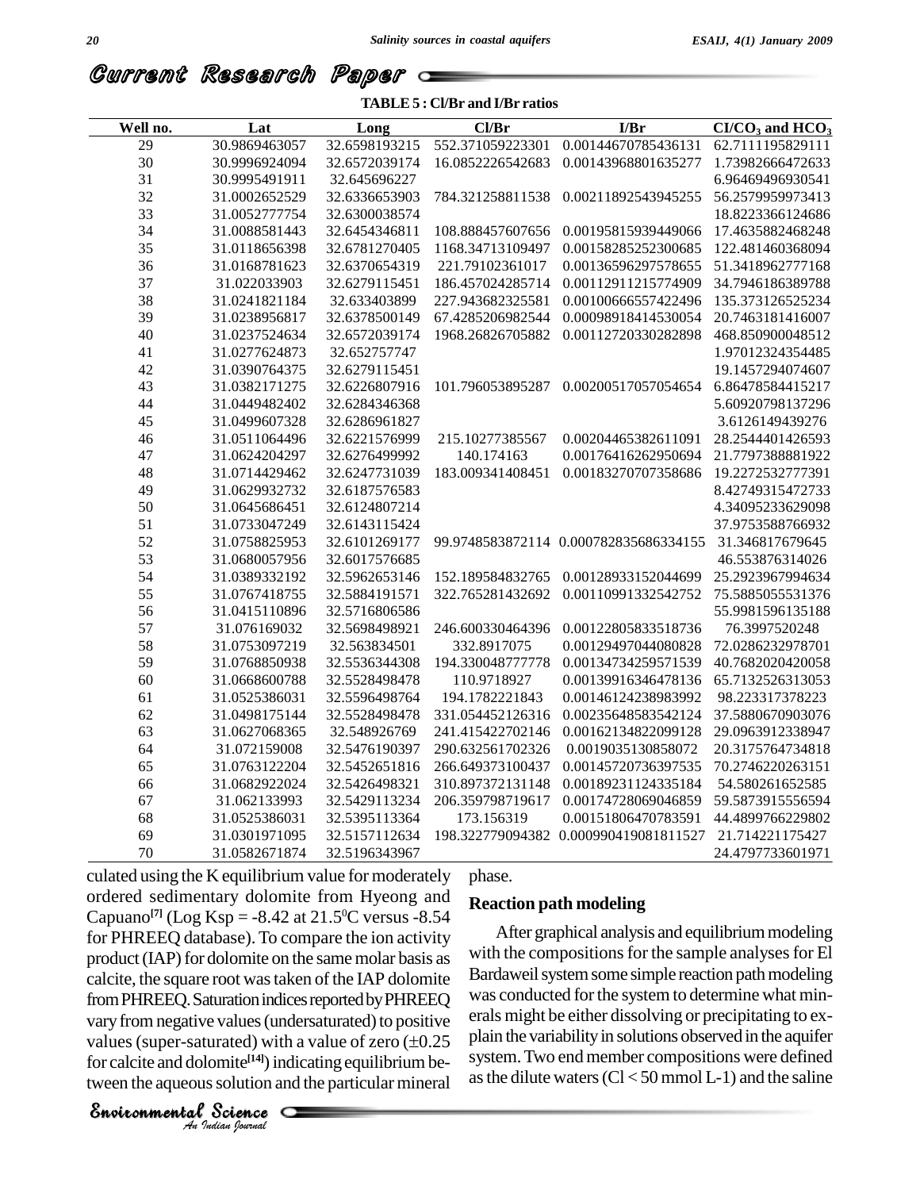**TABLE 5 : Cl/Br and I/Br ratios**

| Well no. | Lat | Long | Cl/Br | I/Br | Cl/$CO_3$ and $HCO_3$ |
|---|---|---|---|---|---|
| 29 | 30.9869463057 | 32.6598193215 | 552.371059223301 | 0.00144670785436131 | 62.7111195829111 |
| 30 | 30.9996924094 | 32.6572039174 | 16.0852226542683 | 0.00143968801635277 | 1.73982666472633 |
| 31 | 30.9995491911 | 32.645696227 | | | 6.96469496930541 |
| 32 | 31.0002652529 | 32.6336653903 | 784.321258811538 | 0.00211892543945255 | 56.2579959973413 |
| 33 | 31.0052777754 | 32.6300038574 | | | 18.8223366124686 |
| 34 | 31.0088581443 | 32.6454346811 | 108.888457607656 | 0.00195815939449066 | 17.4635882468248 |
| 35 | 31.0118656398 | 32.6781270405 | 1168.34713109497 | 0.00158285252300685 | 122.481460368094 |
| 36 | 31.0168781623 | 32.6370654319 | 221.79102361017 | 0.00136596297578655 | 51.3418962777168 |
| 37 | 31.022033903 | 32.6279115451 | 186.457024285714 | 0.00112911215774909 | 34.7946186389788 |
| 38 | 31.0241821184 | 32.633403899 | 227.943682325581 | 0.00100666557422496 | 135.373126525234 |
| 39 | 31.0238956817 | 32.6378500149 | 67.4285206982544 | 0.00098918414530054 | 20.7463181416007 |
| 40 | 31.0237524634 | 32.6572039174 | 1968.26826705882 | 0.00112720330282898 | 468.850900048512 |
| 41 | 31.0277624873 | 32.652757747 | | | 1.97012324354485 |
| 42 | 31.0390764375 | 32.6279115451 | | | 19.1457294074607 |
| 43 | 31.0382171275 | 32.6226807916 | 101.796053895287 | 0.00200517057054654 | 6.86478584415217 |
| 44 | 31.0449482402 | 32.6284346368 | | | 5.60920798137296 |
| 45 | 31.0499607328 | 32.6286961827 | | | 3.6126149439276 |
| 46 | 31.0511064496 | 32.6221576999 | 215.10277385567 | 0.00204465382611091 | 28.2544401426593 |
| 47 | 31.0624204297 | 32.6276499992 | 140.174163 | 0.00176416262950694 | 21.7797388881922 |
| 48 | 31.0714429462 | 32.6247731039 | 183.009341408451 | 0.00183270707358686 | 19.2272532777391 |
| 49 | 31.0629932732 | 32.6187576583 | | | 8.42749315472733 |
| 50 | 31.0645686451 | 32.6124807214 | | | 4.34095233629098 |
| 51 | 31.0733047249 | 32.6143115424 | | | 37.9753588766932 |
| 52 | 31.0758825953 | 32.6101269177 | 99.9748583872114 | 0.000782835686334155 | 31.346817679645 |
| 53 | 31.0680057956 | 32.6017576685 | | | 46.553876314026 |
| 54 | 31.0389332192 | 32.5962653146 | 152.189584832765 | 0.00128933152044699 | 25.2923967994634 |
| 55 | 31.0767418755 | 32.5884191571 | 322.765281432692 | 0.00110991332542752 | 75.5885055531376 |
| 56 | 31.0415110896 | 32.5716806586 | | | 55.9981596135188 |
| 57 | 31.076169032 | 32.5698498921 | 246.600330464396 | 0.00122805833518736 | 76.3997520248 |
| 58 | 31.0753097219 | 32.563834501 | 332.8917075 | 0.00129497044080828 | 72.0286232978701 |
| 59 | 31.0768850938 | 32.5536344308 | 194.330048777778 | 0.00134734259571539 | 40.7682020420058 |
| 60 | 31.0668600788 | 32.5528498478 | 110.9718927 | 0.00139916346478136 | 65.7132526313053 |
| 61 | 31.0525386031 | 32.5596498764 | 194.1782221843 | 0.00146124238983992 | 98.223317378223 |
| 62 | 31.0498175144 | 32.5528498478 | 331.054452126316 | 0.00235648583542124 | 37.5880670903076 |
| 63 | 31.0627068365 | 32.548926769 | 241.415422702146 | 0.00162134822099128 | 29.0963912338947 |
| 64 | 31.072159008 | 32.5476190397 | 290.632561702326 | 0.0019035130858072 | 20.3175764734818 |
| 65 | 31.0763122204 | 32.5452651816 | 266.649373100437 | 0.00145720736397535 | 70.2746220263151 |
| 66 | 31.0682922024 | 32.5426498321 | 310.897372131148 | 0.00189231124335184 | 54.580261652585 |
| 67 | 31.062133993 | 32.5429113234 | 206.359798719617 | 0.00174728069046859 | 59.5873915556594 |
| 68 | 31.0525386031 | 32.5395113364 | 173.156319 | 0.00151806470783591 | 44.4899766229802 |
| 69 | 31.0301971095 | 32.5157112634 | 198.322779094382 | 0.000990419081811527 | 21.714221175427 |
| 70 | 31.0582671874 | 32.5196343967 | | | 24.4797733601971 |

culated using the K equilibrium value for moderately ordered sedimentary dolomite from Hyeong and Capuano[7] (Log Ksp = -8.42 at 21.5$^0$C versus -8.54 for PHREEQ database). To compare the ion activity product (IAP) for dolomite on the same molar basis as calcite, the square root was taken of the IAP dolomite from PHREEQ. Saturation indices reported by PHREEQ vary from negative values (undersaturated) to positive values (super-saturated) with a value of zero ($\pm$0.25 for calcite and dolomite[14]) indicating equilibrium between the aqueous solution and the particular mineral phase.

## Reaction path modeling

After graphical analysis and equilibrium modeling with the compositions for the sample analyses for El Bardaweil system some simple reaction path modeling was conducted for the system to determine what minerals might be either dissolving or precipitating to explain the variability in solutions observed in the aquifer system. Two end member compositions were defined as the dilute waters (Cl < 50 mmol L-1) and the saline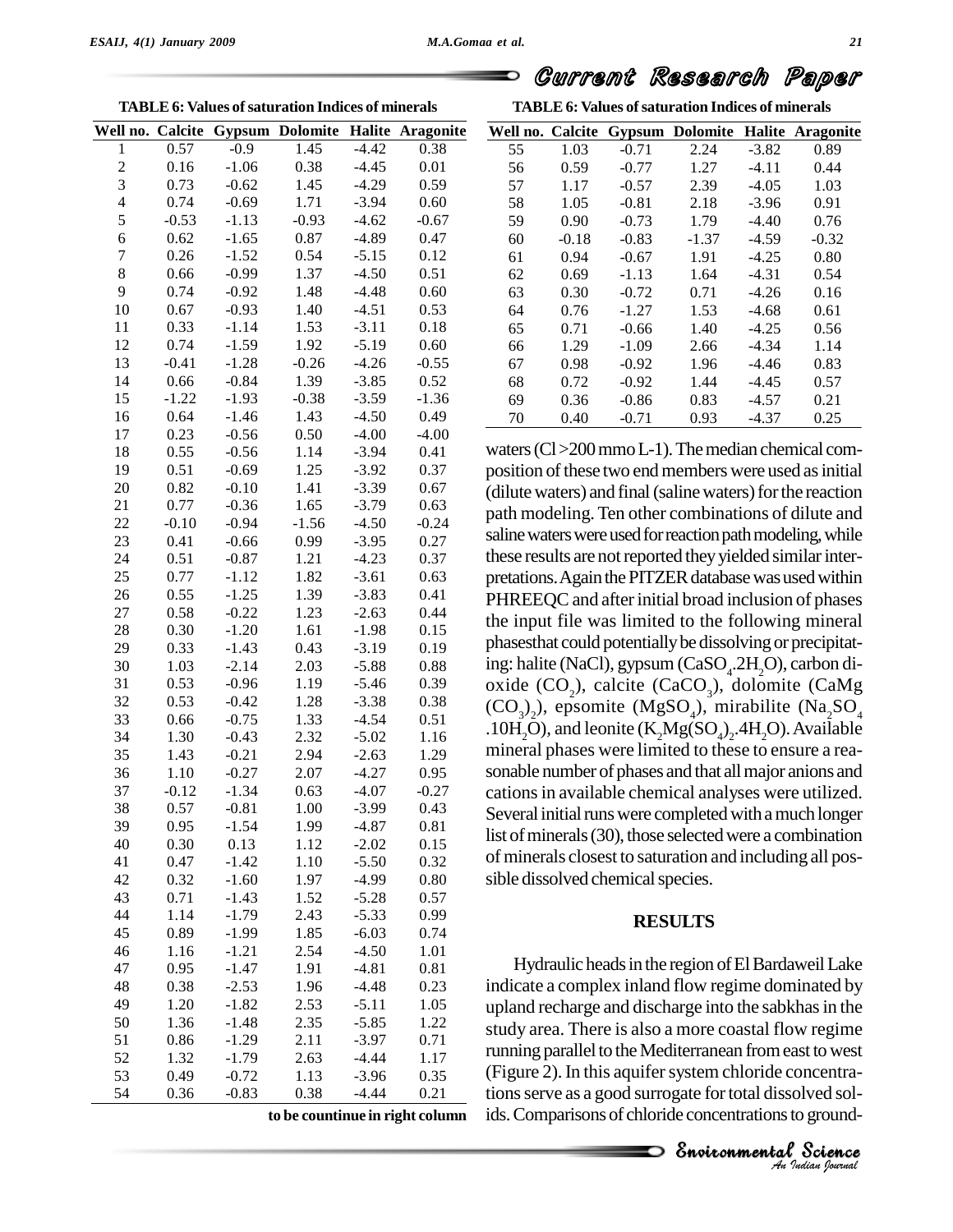**TABLE 6: Values of saturation Indices of minerals**

| Well no. | Calcite | Gypsum | Dolomite | Halite | Aragonite |
|---|---|---|---|---|---|
| 1 | 0.57 | -0.9 | 1.45 | -4.42 | 0.38 |
| 2 | 0.16 | -1.06 | 0.38 | -4.45 | 0.01 |
| 3 | 0.73 | -0.62 | 1.45 | -4.29 | 0.59 |
| 4 | 0.74 | -0.69 | 1.71 | -3.94 | 0.60 |
| 5 | -0.53 | -1.13 | -0.93 | -4.62 | -0.67 |
| 6 | 0.62 | -1.65 | 0.87 | -4.89 | 0.47 |
| 7 | 0.26 | -1.52 | 0.54 | -5.15 | 0.12 |
| 8 | 0.66 | -0.99 | 1.37 | -4.50 | 0.51 |
| 9 | 0.74 | -0.92 | 1.48 | -4.48 | 0.60 |
| 10 | 0.67 | -0.93 | 1.40 | -4.51 | 0.53 |
| 11 | 0.33 | -1.14 | 1.53 | -3.11 | 0.18 |
| 12 | 0.74 | -1.59 | 1.92 | -5.19 | 0.60 |
| 13 | -0.41 | -1.28 | -0.26 | -4.26 | -0.55 |
| 14 | 0.66 | -0.84 | 1.39 | -3.85 | 0.52 |
| 15 | -1.22 | -1.93 | -0.38 | -3.59 | -1.36 |
| 16 | 0.64 | -1.46 | 1.43 | -4.50 | 0.49 |
| 17 | 0.23 | -0.56 | 0.50 | -4.00 | -4.00 |
| 18 | 0.55 | -0.56 | 1.14 | -3.94 | 0.41 |
| 19 | 0.51 | -0.69 | 1.25 | -3.92 | 0.37 |
| 20 | 0.82 | -0.10 | 1.41 | -3.39 | 0.67 |
| 21 | 0.77 | -0.36 | 1.65 | -3.79 | 0.63 |
| 22 | -0.10 | -0.94 | -1.56 | -4.50 | -0.24 |
| 23 | 0.41 | -0.66 | 0.99 | -3.95 | 0.27 |
| 24 | 0.51 | -0.87 | 1.21 | -4.23 | 0.37 |
| 25 | 0.77 | -1.12 | 1.82 | -3.61 | 0.63 |
| 26 | 0.55 | -1.25 | 1.39 | -3.83 | 0.41 |
| 27 | 0.58 | -0.22 | 1.23 | -2.63 | 0.44 |
| 28 | 0.30 | -1.20 | 1.61 | -1.98 | 0.15 |
| 29 | 0.33 | -1.43 | 0.43 | -3.19 | 0.19 |
| 30 | 1.03 | -2.14 | 2.03 | -5.88 | 0.88 |
| 31 | 0.53 | -0.96 | 1.19 | -5.46 | 0.39 |
| 32 | 0.53 | -0.42 | 1.28 | -3.38 | 0.38 |
| 33 | 0.66 | -0.75 | 1.33 | -4.54 | 0.51 |
| 34 | 1.30 | -0.43 | 2.32 | -5.02 | 1.16 |
| 35 | 1.43 | -0.21 | 2.94 | -2.63 | 1.29 |
| 36 | 1.10 | -0.27 | 2.07 | -4.27 | 0.95 |
| 37 | -0.12 | -1.34 | 0.63 | -4.07 | -0.27 |
| 38 | 0.57 | -0.81 | 1.00 | -3.99 | 0.43 |
| 39 | 0.95 | -1.54 | 1.99 | -4.87 | 0.81 |
| 40 | 0.30 | 0.13 | 1.12 | -2.02 | 0.15 |
| 41 | 0.47 | -1.42 | 1.10 | -5.50 | 0.32 |
| 42 | 0.32 | -1.60 | 1.97 | -4.99 | 0.80 |
| 43 | 0.71 | -1.43 | 1.52 | -5.28 | 0.57 |
| 44 | 1.14 | -1.79 | 2.43 | -5.33 | 0.99 |
| 45 | 0.89 | -1.99 | 1.85 | -6.03 | 0.74 |
| 46 | 1.16 | -1.21 | 2.54 | -4.50 | 1.01 |
| 47 | 0.95 | -1.47 | 1.91 | -4.81 | 0.81 |
| 48 | 0.38 | -2.53 | 1.96 | -4.48 | 0.23 |
| 49 | 1.20 | -1.82 | 2.53 | -5.11 | 1.05 |
| 50 | 1.36 | -1.48 | 2.35 | -5.85 | 1.22 |
| 51 | 0.86 | -1.29 | 2.11 | -3.97 | 0.71 |
| 52 | 1.32 | -1.79 | 2.63 | -4.44 | 1.17 |
| 53 | 0.49 | -0.72 | 1.13 | -3.96 | 0.35 |
| 54 | 0.36 | -0.83 | 0.38 | -4.44 | 0.21 |
| 55 | 1.03 | -0.71 | 2.24 | -3.82 | 0.89 |
| 56 | 0.59 | -0.77 | 1.27 | -4.11 | 0.44 |
| 57 | 1.17 | -0.57 | 2.39 | -4.05 | 1.03 |
| 58 | 1.05 | -0.81 | 2.18 | -3.96 | 0.91 |
| 59 | 0.90 | -0.73 | 1.79 | -4.40 | 0.76 |
| 60 | -0.18 | -0.83 | -1.37 | -4.59 | -0.32 |
| 61 | 0.94 | -0.67 | 1.91 | -4.25 | 0.80 |
| 62 | 0.69 | -1.13 | 1.64 | -4.31 | 0.54 |
| 63 | 0.30 | -0.72 | 0.71 | -4.26 | 0.16 |
| 64 | 0.76 | -1.27 | 1.53 | -4.68 | 0.61 |
| 65 | 0.71 | -0.66 | 1.40 | -4.25 | 0.56 |
| 66 | 1.29 | -1.09 | 2.66 | -4.34 | 1.14 |
| 67 | 0.98 | -0.92 | 1.96 | -4.46 | 0.83 |
| 68 | 0.72 | -0.92 | 1.44 | -4.45 | 0.57 |
| 69 | 0.36 | -0.86 | 0.83 | -4.57 | 0.21 |
| 70 | 0.40 | -0.71 | 0.93 | -4.37 | 0.25 |

waters (Cl >200 mmo L-1). The median chemical composition of these two end members were used as initial (dilute waters) and final (saline waters) for the reaction path modeling. Ten other combinations of dilute and saline waters were used for reaction path modeling, while these results are not reported they yielded similar interpretations. Again the PITZER database was used within PHREEQC and after initial broad inclusion of phases the input file was limited to the following mineral phasesthat could potentially be dissolving or precipitating: halite (NaCl), gypsum ($CaSO_4.2H_2O$), carbon dioxide ($CO_2$), calcite ($CaCO_3$), dolomite ($CaMg(CO_3)_2$), epsomite ($MgSO_4$), mirabilite ($Na_2SO_4.10H_2O$), and leonite ($K_2Mg(SO_4)_2.4H_2O$). Available mineral phases were limited to these to ensure a reasonable number of phases and that all major anions and cations in available chemical analyses were utilized. Several initial runs were completed with a much longer list of minerals (30), those selected were a combination of minerals closest to saturation and including all possible dissolved chemical species.

## RESULTS

Hydraulic heads in the region of El Bardaweil Lake indicate a complex inland flow regime dominated by upland recharge and discharge into the sabkhas in the study area. There is also a more coastal flow regime running parallel to the Mediterranean from east to west (Figure 2). In this aquifer system chloride concentrations serve as a good surrogate for total dissolved solids. Comparisons of chloride concentrations to ground-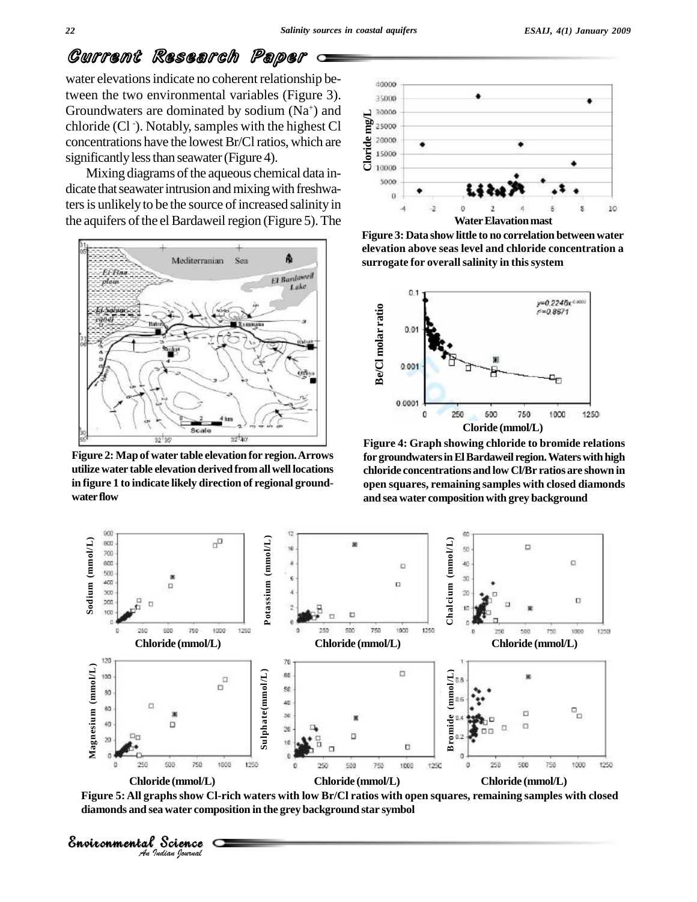water elevations indicate no coherent relationship between the two environmental variables (Figure 3). Groundwaters are dominated by sodium ($Na^{+}$) and chloride ($Cl^{-}$). Notably, samples with the highest Cl concentrations have the lowest Br/Cl ratios, which are significantly less than seawater (Figure 4).

Mixing diagrams of the aqueous chemical data indicate that seawater intrusion and mixing with freshwaters is unlikely to be the source of increased salinity in the aquifers of the el Bardaweil region (Figure 5). The

**Figure 2: Map of water table elevation for region. Arrows utilize water table elevation derived from all well locations in figure 1 to indicate likely direction of regional groundwater flow**

**Figure 3: Data show little to no correlation between water elevation above seas level and chloride concentration a surrogate for overall salinity in this system**

**Figure 4: Graph showing chloride to bromide relations for groundwaters in El Bardaweil region. Waters with high chloride concentrations and low Cl/Br ratios are shown in open squares, remaining samples with closed diamonds and sea water composition with grey background**

**Figure 5: All graphs show Cl-rich waters with low Br/Cl ratios with open squares, remaining samples with closed diamonds and sea water composition in the grey background star symbol**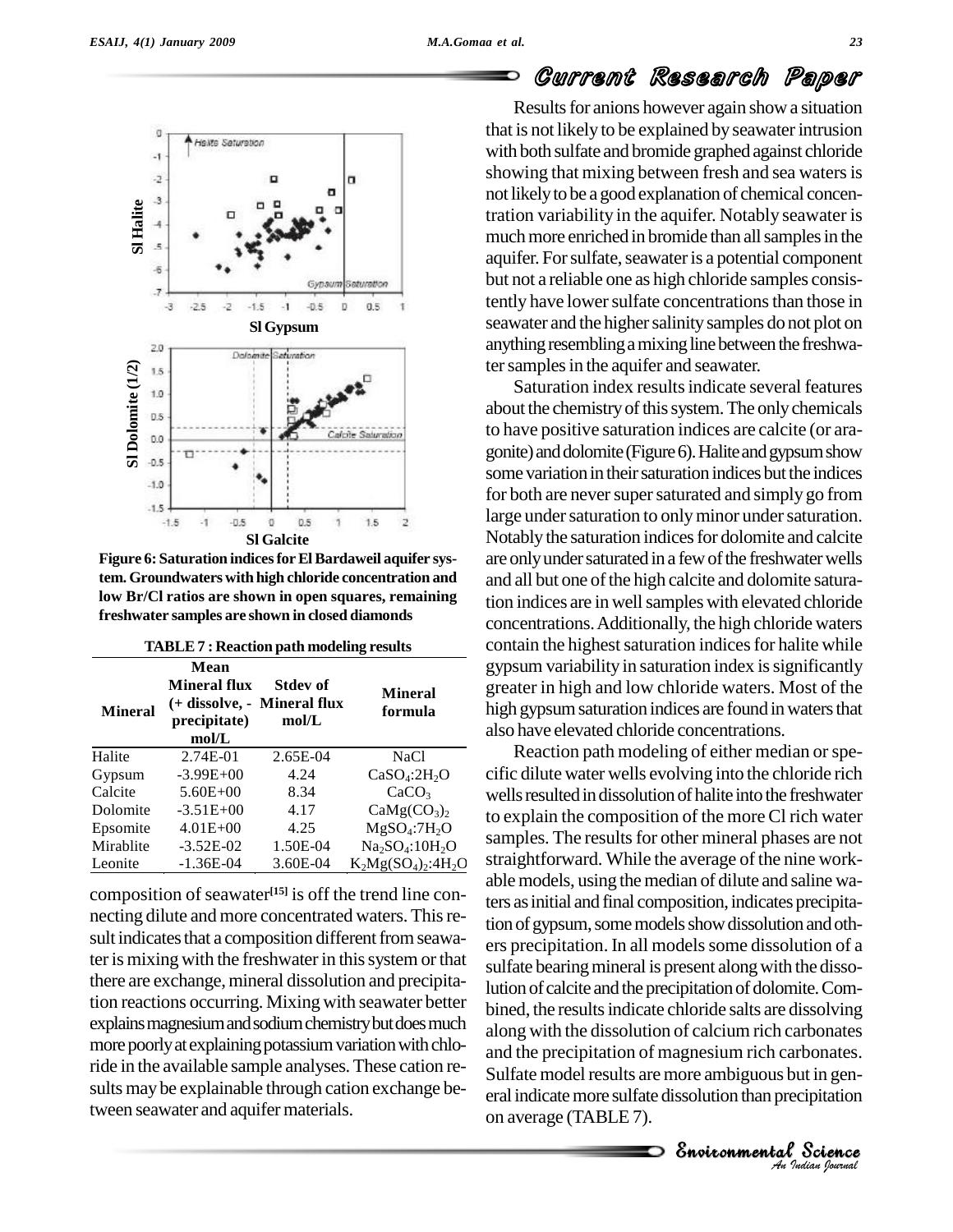Figure 6: Saturation indices for El Bardaweil aquifer system. Groundwaters with high chloride concentration and low Br/Cl ratios are shown in open squares, remaining freshwater samples are shown in closed diamonds

TABLE 7 : Reaction path modeling results

| Mineral | Mean Mineral flux (+ dissolve, - precipitate) mol/L | Stdev of Mineral flux mol/L | Mineral formula |
|---|---|---|---|
| Halite | 2.74E-01 | 2.65E-04 | $NaCl$ |
| Gypsum | -3.99E+00 | 4.24 | $CaSO_4{:}2H_2O$ |
| Calcite | 5.60E+00 | 8.34 | $CaCO_3$ |
| Dolomite | -3.51E+00 | 4.17 | $CaMg(CO_3)_2$ |
| Epsomite | 4.01E+00 | 4.25 | $MgSO_4{:}7H_2O$ |
| Mirablite | -3.52E-02 | 1.50E-04 | $Na_2SO_4{:}10H_2O$ |
| Leonite | -1.36E-04 | 3.60E-04 | $K_2Mg(SO_4)_2{:}4H_2O$ |

composition of seawater[15] is off the trend line connecting dilute and more concentrated waters. This result indicates that a composition different from seawater is mixing with the freshwater in this system or that there are exchange, mineral dissolution and precipitation reactions occurring. Mixing with seawater better explains magnesium and sodium chemistry but does much more poorly at explaining potassium variation with chloride in the available sample analyses. These cation results may be explainable through cation exchange between seawater and aquifer materials.

Results for anions however again show a situation that is not likely to be explained by seawater intrusion with both sulfate and bromide graphed against chloride showing that mixing between fresh and sea waters is not likely to be a good explanation of chemical concentration variability in the aquifer. Notably seawater is much more enriched in bromide than all samples in the aquifer. For sulfate, seawater is a potential component but not a reliable one as high chloride samples consistently have lower sulfate concentrations than those in seawater and the higher salinity samples do not plot on anything resembling a mixing line between the freshwater samples in the aquifer and seawater.

Saturation index results indicate several features about the chemistry of this system. The only chemicals to have positive saturation indices are calcite (or aragonite) and dolomite (Figure 6). Halite and gypsum show some variation in their saturation indices but the indices for both are never super saturated and simply go from large under saturation to only minor under saturation. Notably the saturation indices for dolomite and calcite are only under saturated in a few of the freshwater wells and all but one of the high calcite and dolomite saturation indices are in well samples with elevated chloride concentrations. Additionally, the high chloride waters contain the highest saturation indices for halite while gypsum variability in saturation index is significantly greater in high and low chloride waters. Most of the high gypsum saturation indices are found in waters that also have elevated chloride concentrations.

Reaction path modeling of either median or specific dilute water wells evolving into the chloride rich wells resulted in dissolution of halite into the freshwater to explain the composition of the more Cl rich water samples. The results for other mineral phases are not straightforward. While the average of the nine workable models, using the median of dilute and saline waters as initial and final composition, indicates precipitation of gypsum, some models show dissolution and others precipitation. In all models some dissolution of a sulfate bearing mineral is present along with the dissolution of calcite and the precipitation of dolomite. Combined, the results indicate chloride salts are dissolving along with the dissolution of calcium rich carbonates and the precipitation of magnesium rich carbonates. Sulfate model results are more ambiguous but in general indicate more sulfate dissolution than precipitation on average (TABLE 7).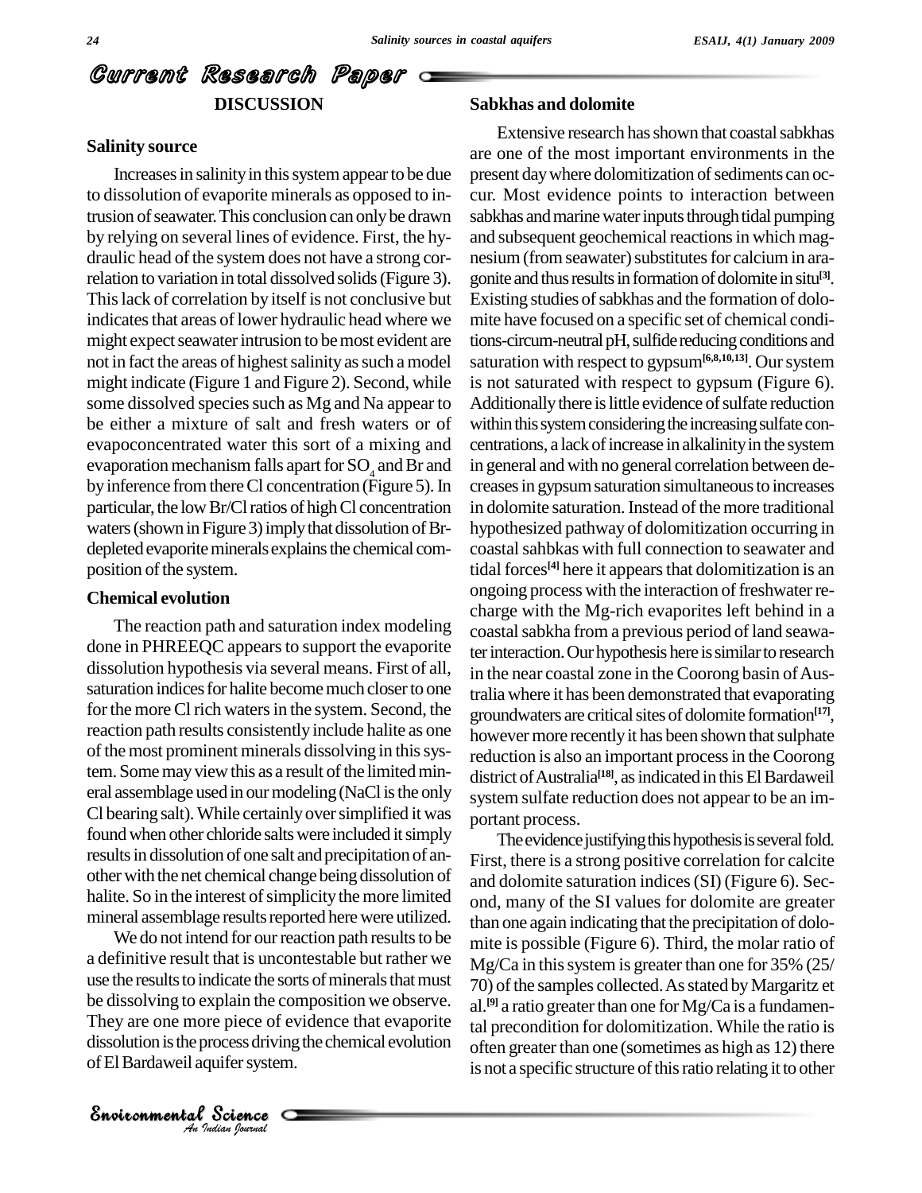## DISCUSSION

### Salinity source

Increases in salinity in this system appear to be due to dissolution of evaporite minerals as opposed to intrusion of seawater. This conclusion can only be drawn by relying on several lines of evidence. First, the hydraulic head of the system does not have a strong correlation to variation in total dissolved solids (Figure 3). This lack of correlation by itself is not conclusive but indicates that areas of lower hydraulic head where we might expect seawater intrusion to be most evident are not in fact the areas of highest salinity as such a model might indicate (Figure 1 and Figure 2). Second, while some dissolved species such as Mg and Na appear to be either a mixture of salt and fresh waters or of evapoconcentrated water this sort of a mixing and evaporation mechanism falls apart for $SO_4$ and Br and by inference from there Cl concentration (Figure 5). In particular, the low Br/Cl ratios of high Cl concentration waters (shown in Figure 3) imply that dissolution of Br-depleted evaporite minerals explains the chemical composition of the system.

### Chemical evolution

The reaction path and saturation index modeling done in PHREEQC appears to support the evaporite dissolution hypothesis via several means. First of all, saturation indices for halite become much closer to one for the more Cl rich waters in the system. Second, the reaction path results consistently include halite as one of the most prominent minerals dissolving in this system. Some may view this as a result of the limited mineral assemblage used in our modeling (NaCl is the only Cl bearing salt). While certainly over simplified it was found when other chloride salts were included it simply results in dissolution of one salt and precipitation of another with the net chemical change being dissolution of halite. So in the interest of simplicity the more limited mineral assemblage results reported here were utilized.

We do not intend for our reaction path results to be a definitive result that is uncontestable but rather we use the results to indicate the sorts of minerals that must be dissolving to explain the composition we observe. They are one more piece of evidence that evaporite dissolution is the process driving the chemical evolution of El Bardaweil aquifer system.

### Sabkhas and dolomite

Extensive research has shown that coastal sabkhas are one of the most important environments in the present day where dolomitization of sediments can occur. Most evidence points to interaction between sabkhas and marine water inputs through tidal pumping and subsequent geochemical reactions in which magnesium (from seawater) substitutes for calcium in aragonite and thus results in formation of dolomite in situ[3]. Existing studies of sabkhas and the formation of dolomite have focused on a specific set of chemical conditions-circum-neutral pH, sulfide reducing conditions and saturation with respect to gypsum[6,8,10,13]. Our system is not saturated with respect to gypsum (Figure 6). Additionally there is little evidence of sulfate reduction within this system considering the increasing sulfate concentrations, a lack of increase in alkalinity in the system in general and with no general correlation between decreases in gypsum saturation simultaneous to increases in dolomite saturation. Instead of the more traditional hypothesized pathway of dolomitization occurring in coastal sahbkas with full connection to seawater and tidal forces[4] here it appears that dolomitization is an ongoing process with the interaction of freshwater recharge with the Mg-rich evaporites left behind in a coastal sabkha from a previous period of land seawater interaction. Our hypothesis here is similar to research in the near coastal zone in the Coorong basin of Australia where it has been demonstrated that evaporating groundwaters are critical sites of dolomite formation[17], however more recently it has been shown that sulphate reduction is also an important process in the Coorong district of Australia[18], as indicated in this El Bardaweil system sulfate reduction does not appear to be an important process.

The evidence justifying this hypothesis is several fold. First, there is a strong positive correlation for calcite and dolomite saturation indices (SI) (Figure 6). Second, many of the SI values for dolomite are greater than one again indicating that the precipitation of dolomite is possible (Figure 6). Third, the molar ratio of Mg/Ca in this system is greater than one for 35% (25/70) of the samples collected. As stated by Margaritz et al.[9] a ratio greater than one for Mg/Ca is a fundamental precondition for dolomitization. While the ratio is often greater than one (sometimes as high as 12) there is not a specific structure of this ratio relating it to other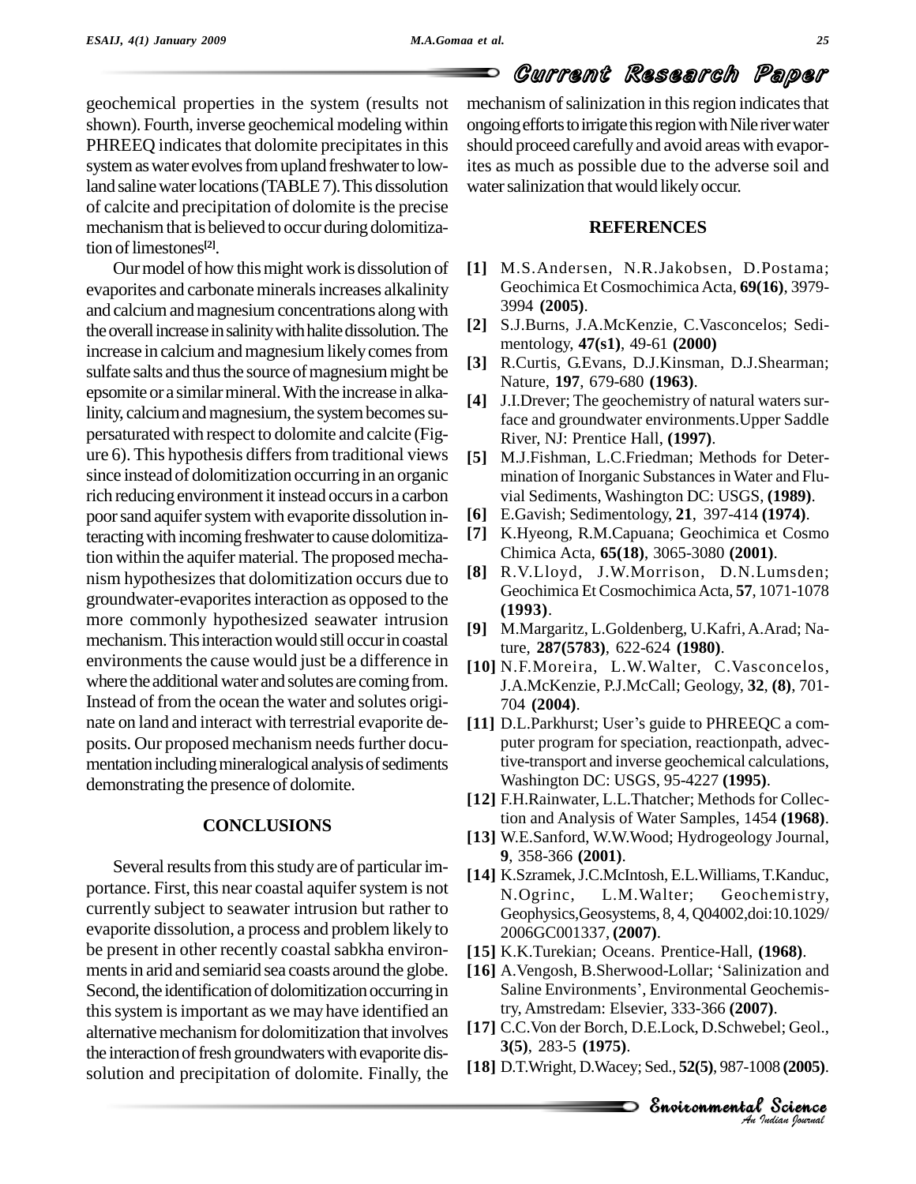geochemical properties in the system (results not shown). Fourth, inverse geochemical modeling within PHREEQ indicates that dolomite precipitates in this system as water evolves from upland freshwater to lowland saline water locations (TABLE 7). This dissolution of calcite and precipitation of dolomite is the precise mechanism that is believed to occur during dolomitization of limestones[2].

Our model of how this might work is dissolution of evaporites and carbonate minerals increases alkalinity and calcium and magnesium concentrations along with the overall increase in salinity with halite dissolution. The increase in calcium and magnesium likely comes from sulfate salts and thus the source of magnesium might be epsomite or a similar mineral. With the increase in alkalinity, calcium and magnesium, the system becomes supersaturated with respect to dolomite and calcite (Figure 6). This hypothesis differs from traditional views since instead of dolomitization occurring in an organic rich reducing environment it instead occurs in a carbon poor sand aquifer system with evaporite dissolution interacting with incoming freshwater to cause dolomitization within the aquifer material. The proposed mechanism hypothesizes that dolomitization occurs due to groundwater-evaporites interaction as opposed to the more commonly hypothesized seawater intrusion mechanism. This interaction would still occur in coastal environments the cause would just be a difference in where the additional water and solutes are coming from. Instead of from the ocean the water and solutes originate on land and interact with terrestrial evaporite deposits. Our proposed mechanism needs further documentation including mineralogical analysis of sediments demonstrating the presence of dolomite.

## CONCLUSIONS

Several results from this study are of particular importance. First, this near coastal aquifer system is not currently subject to seawater intrusion but rather to evaporite dissolution, a process and problem likely to be present in other recently coastal sabkha environments in arid and semiarid sea coasts around the globe. Second, the identification of dolomitization occurring in this system is important as we may have identified an alternative mechanism for dolomitization that involves the interaction of fresh groundwaters with evaporite dissolution and precipitation of dolomite. Finally, the mechanism of salinization in this region indicates that ongoing efforts to irrigate this region with Nile river water should proceed carefully and avoid areas with evaporites as much as possible due to the adverse soil and water salinization that would likely occur.

## REFERENCES

**[1]** M.S.Andersen, N.R.Jakobsen, D.Postama; Geochimica Et Cosmochimica Acta, **69(16)**, 3979-3994 **(2005)**.

**[2]** S.J.Burns, J.A.McKenzie, C.Vasconcelos; Sedimentology, **47(s1)**, 49-61 **(2000)**

**[3]** R.Curtis, G.Evans, D.J.Kinsman, D.J.Shearman; Nature, **197**, 679-680 **(1963)**.

**[4]** J.I.Drever; The geochemistry of natural waters surface and groundwater environments.Upper Saddle River, NJ: Prentice Hall, **(1997)**.

**[5]** M.J.Fishman, L.C.Friedman; Methods for Determination of Inorganic Substances in Water and Fluvial Sediments, Washington DC: USGS, **(1989)**.

**[6]** E.Gavish; Sedimentology, **21**, 397-414 **(1974)**.

**[7]** K.Hyeong, R.M.Capuana; Geochimica et Cosmo Chimica Acta, **65(18)**, 3065-3080 **(2001)**.

**[8]** R.V.Lloyd, J.W.Morrison, D.N.Lumsden; Geochimica Et Cosmochimica Acta, **57**, 1071-1078 **(1993)**.

**[9]** M.Margaritz, L.Goldenberg, U.Kafri, A.Arad; Nature, **287(5783)**, 622-624 **(1980)**.

**[10]** N.F.Moreira, L.W.Walter, C.Vasconcelos, J.A.McKenzie, P.J.McCall; Geology, **32**, **(8)**, 701-704 **(2004)**.

**[11]** D.L.Parkhurst; User's guide to PHREEQC a computer program for speciation, reactionpath, advective-transport and inverse geochemical calculations, Washington DC: USGS, 95-4227 **(1995)**.

**[12]** F.H.Rainwater, L.L.Thatcher; Methods for Collection and Analysis of Water Samples, 1454 **(1968)**.

**[13]** W.E.Sanford, W.W.Wood; Hydrogeology Journal, **9**, 358-366 **(2001)**.

**[14]** K.Szramek, J.C.McIntosh, E.L.Williams, T.Kanduc, N.Ogrinc, L.M.Walter; Geochemistry, Geophysics,Geosystems, 8, 4, Q04002,doi:10.1029/2006GC001337, **(2007)**.

**[15]** K.K.Turekian; Oceans. Prentice-Hall, **(1968)**.

**[16]** A.Vengosh, B.Sherwood-Lollar; 'Salinization and Saline Environments', Environmental Geochemistry, Amstredam: Elsevier, 333-366 **(2007)**.

**[17]** C.C.Von der Borch, D.E.Lock, D.Schwebel; Geol., **3(5)**, 283-5 **(1975)**.

**[18]** D.T.Wright, D.Wacey; Sed., **52(5)**, 987-1008 **(2005)**.